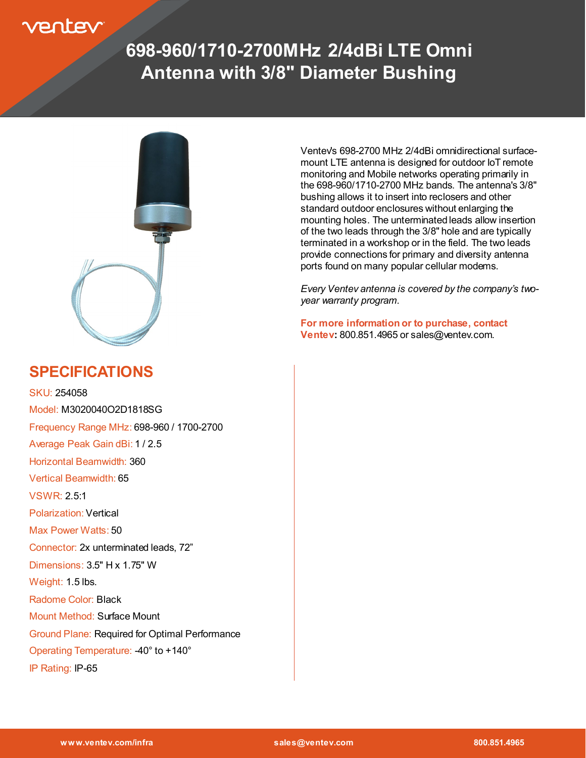# 698-960/1710-2700MHz 2/4dBi LTE Omni Antenna with 3/8" Diameter Bushing

Ventev's 698-2700 MHz 2/4dBi omnidirectional surface-mount LTE antenna is designed for outdoor IoT remote monitoring and Mobile networks operating primarily in the 698-960/1710-2700 MHz bands. The antenna's 3/8" bushing allows it to insert into reclosers and other standard outdoor enclosures without enlarging the mounting holes. The unterminated leads allow insertion of the two leads through the 3/8" hole and are typically terminated in a workshop or in the field. The two leads provide connections for primary and diversity antenna ports found on many popular cellular modems.

*Every Ventev antenna is covered by the company's two-year warranty program.*

**For more information or to purchase, contact Ventev:** 800.851.4965 or sales@ventev.com.

## SPECIFICATIONS

SKU: 254058

Model: M3020040O2D1818SG

Frequency Range MHz: 698-960 / 1700-2700

Average Peak Gain dBi: 1 / 2.5

Horizontal Beamwidth: 360

Vertical Beamwidth: 65

VSWR: 2.5:1

Polarization: Vertical

Max Power Watts: 50

Connector: 2x unterminated leads, 72"

Dimensions: 3.5" H x 1.75" W

Weight: 1.5 lbs.

Radome Color: Black

Mount Method: Surface Mount

Ground Plane: Required for Optimal Performance

Operating Temperature: -40° to +140°

IP Rating: IP-65

www.ventev.com/infra sales@ventev.com 800.851.4965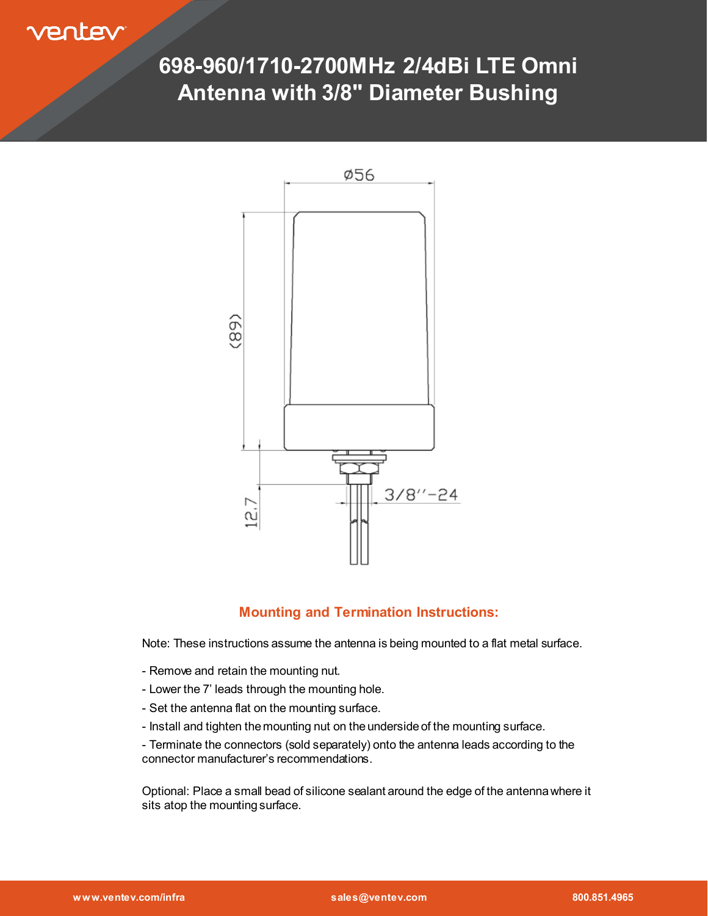# 698-960/1710-2700MHz 2/4dBi LTE Omni Antenna with 3/8" Diameter Bushing

Ø56

(89)

12.7

3/8"-24

## Mounting and Termination Instructions:

Note: These instructions assume the antenna is being mounted to a flat metal surface.

- Remove and retain the mounting nut.
- Lower the 7' leads through the mounting hole.
- Set the antenna flat on the mounting surface.
- Install and tighten the mounting nut on the underside of the mounting surface.
- Terminate the connectors (sold separately) onto the antenna leads according to the connector manufacturer's recommendations.

Optional: Place a small bead of silicone sealant around the edge of the antenna where it sits atop the mounting surface.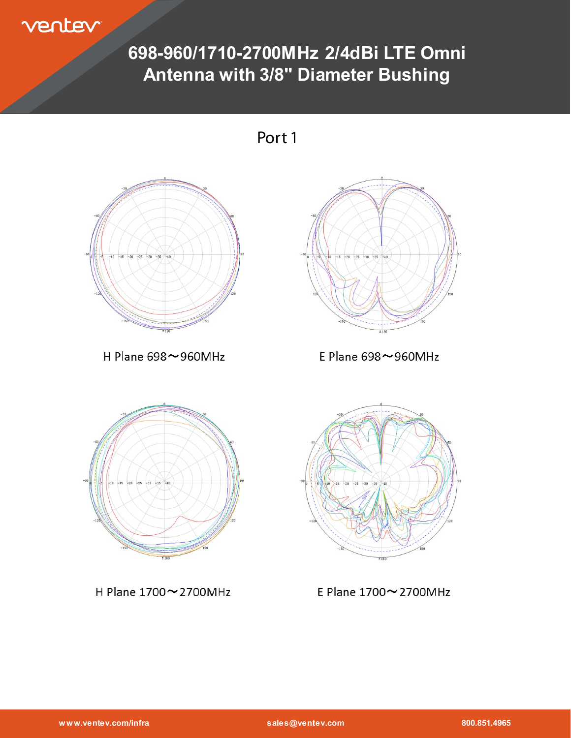# 698-960/1710-2700MHz 2/4dBi LTE Omni Antenna with 3/8" Diameter Bushing

## Port 1

H Plane 698～960MHz

E Plane 698～960MHz

H Plane 1700～2700MHz

E Plane 1700～2700MHz

www.ventev.com/infra | sales@ventev.com | 800.851.4965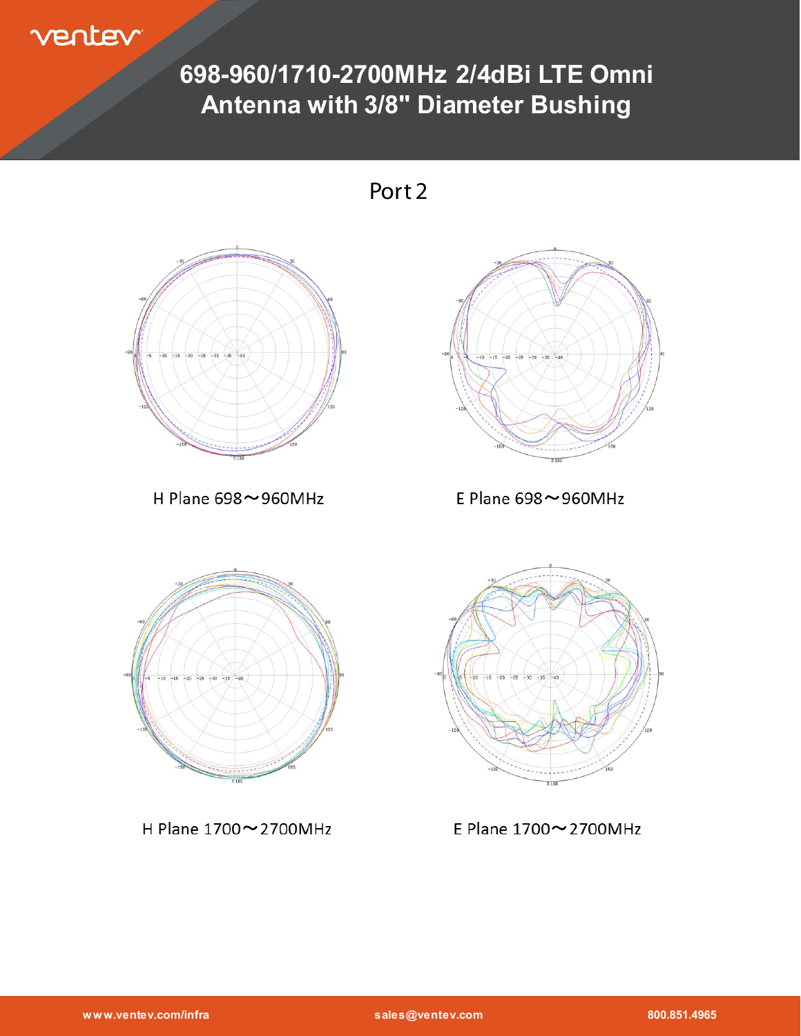# 698-960/1710-2700MHz 2/4dBi LTE Omni Antenna with 3/8" Diameter Bushing

## Port 2

H Plane 698～960MHz

E Plane 698～960MHz

H Plane 1700～2700MHz

E Plane 1700～2700MHz

www.ventev.com/infra

sales@ventev.com

800.851.4965